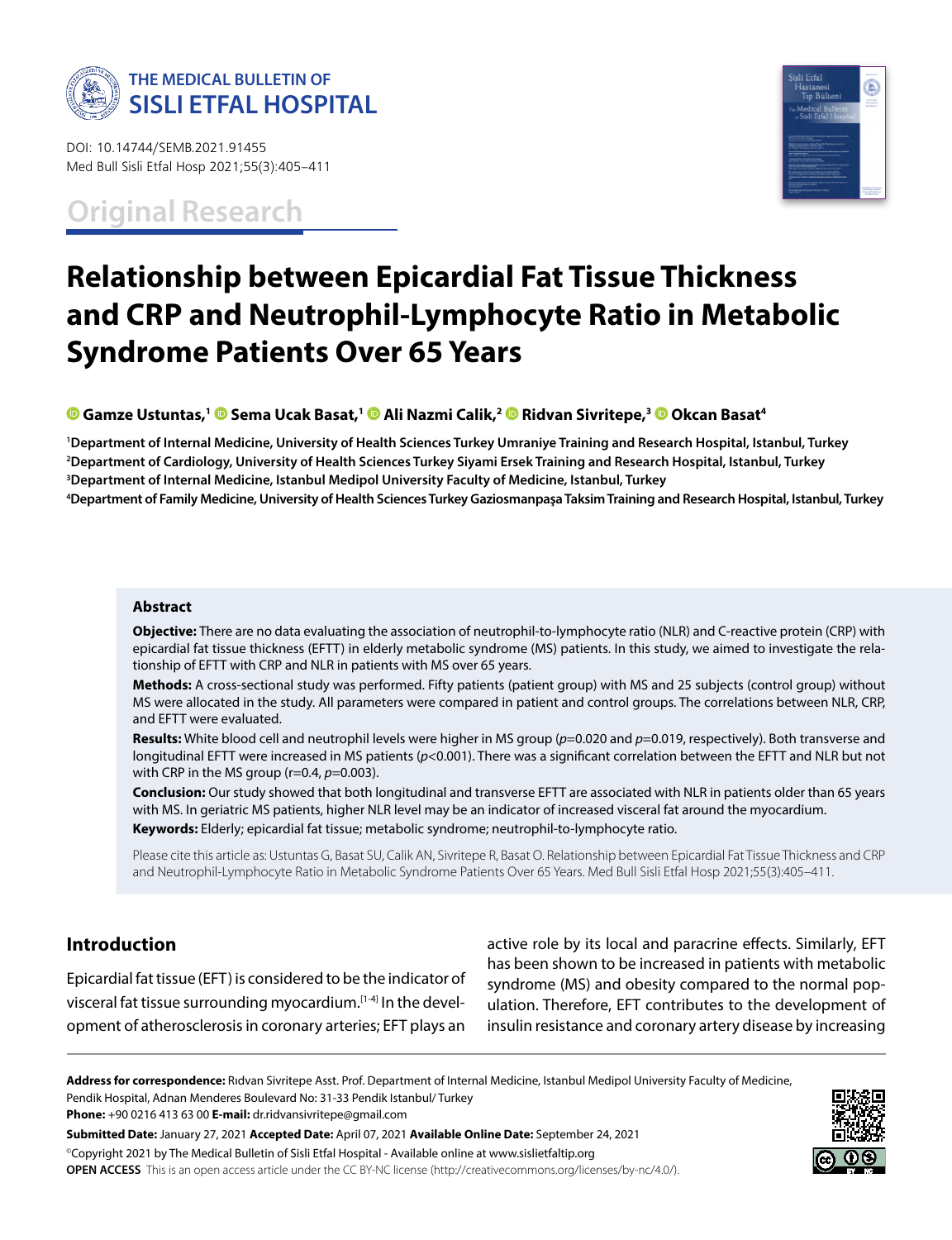Original Research

# Relationship between Epicardial Fat Tissue Thickness and CRP and Neutrophil-Lymphocyte Ratio in Metabolic Syndrome Patients Over 65 Years

**Gamze Ustuntas,[1] Sema Ucak Basat,[1] Ali Nazmi Calik,[2] Ridvan Sivritepe,[3] Okcan Basat[4]**

[1]Department of Internal Medicine, University of Health Sciences Turkey Umraniye Training and Research Hospital, Istanbul, Turkey
[2]Department of Cardiology, University of Health Sciences Turkey Siyami Ersek Training and Research Hospital, Istanbul, Turkey
[3]Department of Internal Medicine, Istanbul Medipol University Faculty of Medicine, Istanbul, Turkey
[4]Department of Family Medicine, University of Health Sciences Turkey Gaziosmanpaşa Taksim Training and Research Hospital, Istanbul, Turkey

### Abstract

**Objective:** There are no data evaluating the association of neutrophil-to-lymphocyte ratio (NLR) and C-reactive protein (CRP) with epicardial fat tissue thickness (EFTT) in elderly metabolic syndrome (MS) patients. In this study, we aimed to investigate the relationship of EFTT with CRP and NLR in patients with MS over 65 years.

**Methods:** A cross-sectional study was performed. Fifty patients (patient group) with MS and 25 subjects (control group) without MS were allocated in the study. All parameters were compared in patient and control groups. The correlations between NLR, CRP, and EFTT were evaluated.

**Results:** White blood cell and neutrophil levels were higher in MS group ($p=0.020$ and $p=0.019$, respectively). Both transverse and longitudinal EFTT were increased in MS patients ($p<0.001$). There was a significant correlation between the EFTT and NLR but not with CRP in the MS group ($r=0.4$, $p=0.003$).

**Conclusion:** Our study showed that both longitudinal and transverse EFTT are associated with NLR in patients older than 65 years with MS. In geriatric MS patients, higher NLR level may be an indicator of increased visceral fat around the myocardium.

**Keywords:** Elderly; epicardial fat tissue; metabolic syndrome; neutrophil-to-lymphocyte ratio.

Please cite this article as: Ustuntas G, Basat SU, Calik AN, Sivritepe R, Basat O. Relationship between Epicardial Fat Tissue Thickness and CRP and Neutrophil-Lymphocyte Ratio in Metabolic Syndrome Patients Over 65 Years. Med Bull Sisli Etfal Hosp 2021;55(3):405–411.

## Introduction

Epicardial fat tissue (EFT) is considered to be the indicator of visceral fat tissue surrounding myocardium.[1-4] In the development of atherosclerosis in coronary arteries; EFT plays an active role by its local and paracrine effects. Similarly, EFT has been shown to be increased in patients with metabolic syndrome (MS) and obesity compared to the normal population. Therefore, EFT contributes to the development of insulin resistance and coronary artery disease by increasing

**Address for correspondence:** Rıdvan Sivritepe Asst. Prof. Department of Internal Medicine, Istanbul Medipol University Faculty of Medicine, Pendik Hospital, Adnan Menderes Boulevard No: 31-33 Pendik Istanbul/ Turkey
**Phone:** +90 0216 413 63 00 **E-mail:** dr.ridvansivritepe@gmail.com

**Submitted Date:** January 27, 2021 **Accepted Date:** April 07, 2021 **Available Online Date:** September 24, 2021

©Copyright 2021 by The Medical Bulletin of Sisli Etfal Hospital - Available online at www.sislietfaltip.org
**OPEN ACCESS** This is an open access article under the CC BY-NC license (http://creativecommons.org/licenses/by-nc/4.0/).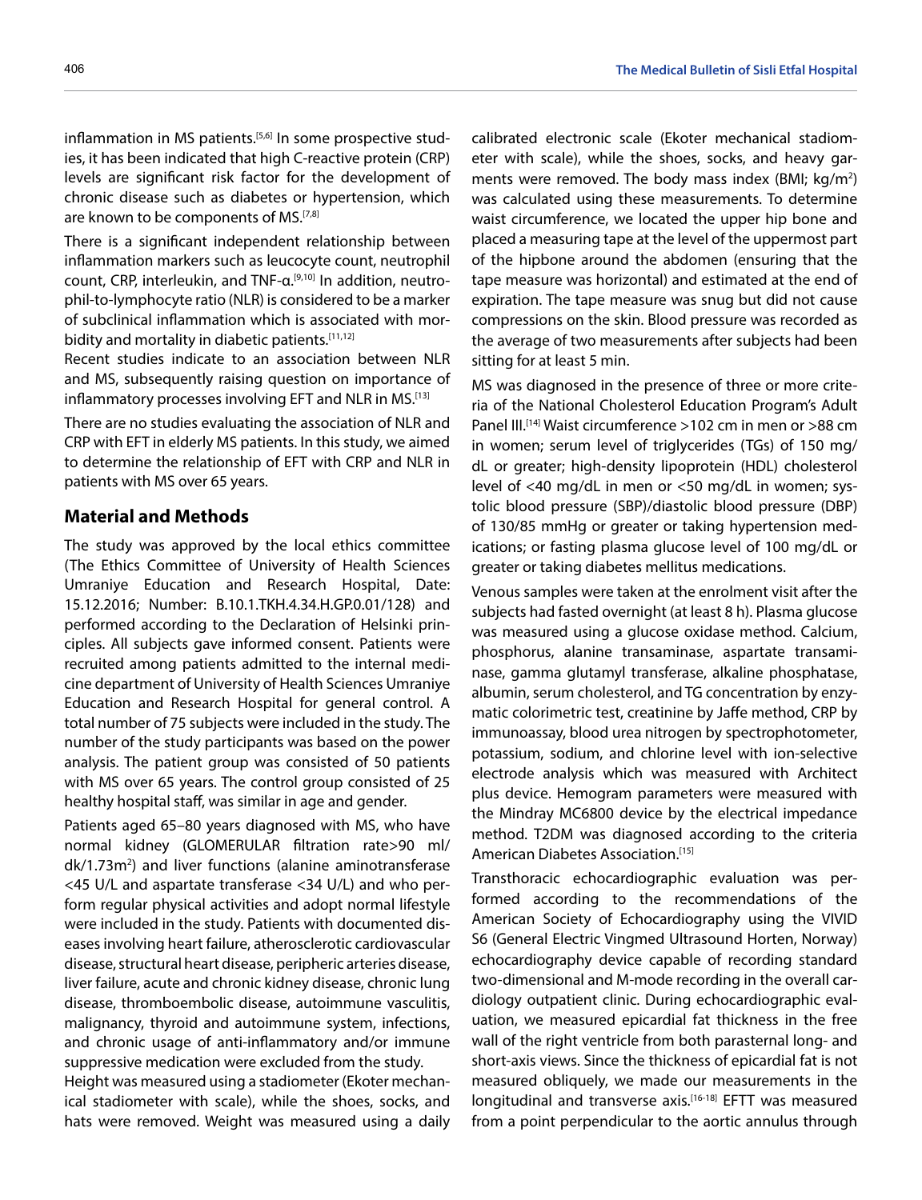inflammation in MS patients.[5,6] In some prospective studies, it has been indicated that high C-reactive protein (CRP) levels are significant risk factor for the development of chronic disease such as diabetes or hypertension, which are known to be components of MS.[7,8]

There is a significant independent relationship between inflammation markers such as leucocyte count, neutrophil count, CRP, interleukin, and TNF-α.[9,10] In addition, neutrophil-to-lymphocyte ratio (NLR) is considered to be a marker of subclinical inflammation which is associated with morbidity and mortality in diabetic patients.[11,12]

Recent studies indicate to an association between NLR and MS, subsequently raising question on importance of inflammatory processes involving EFT and NLR in MS.[13]

There are no studies evaluating the association of NLR and CRP with EFT in elderly MS patients. In this study, we aimed to determine the relationship of EFT with CRP and NLR in patients with MS over 65 years.

## Material and Methods

The study was approved by the local ethics committee (The Ethics Committee of University of Health Sciences Umraniye Education and Research Hospital, Date: 15.12.2016; Number: B.10.1.TKH.4.34.H.GP.0.01/128) and performed according to the Declaration of Helsinki principles. All subjects gave informed consent. Patients were recruited among patients admitted to the internal medicine department of University of Health Sciences Umraniye Education and Research Hospital for general control. A total number of 75 subjects were included in the study. The number of the study participants was based on the power analysis. The patient group was consisted of 50 patients with MS over 65 years. The control group consisted of 25 healthy hospital staff, was similar in age and gender.

Patients aged 65–80 years diagnosed with MS, who have normal kidney (GLOMERULAR filtration rate>90 ml/dk/1.73m$^2$) and liver functions (alanine aminotransferase <45 U/L and aspartate transferase <34 U/L) and who perform regular physical activities and adopt normal lifestyle were included in the study. Patients with documented diseases involving heart failure, atherosclerotic cardiovascular disease, structural heart disease, peripheric arteries disease, liver failure, acute and chronic kidney disease, chronic lung disease, thromboembolic disease, autoimmune vasculitis, malignancy, thyroid and autoimmune system, infections, and chronic usage of anti-inflammatory and/or immune suppressive medication were excluded from the study.

Height was measured using a stadiometer (Ekoter mechanical stadiometer with scale), while the shoes, socks, and hats were removed. Weight was measured using a daily calibrated electronic scale (Ekoter mechanical stadiometer with scale), while the shoes, socks, and heavy garments were removed. The body mass index (BMI; kg/m$^2$) was calculated using these measurements. To determine waist circumference, we located the upper hip bone and placed a measuring tape at the level of the uppermost part of the hipbone around the abdomen (ensuring that the tape measure was horizontal) and estimated at the end of expiration. The tape measure was snug but did not cause compressions on the skin. Blood pressure was recorded as the average of two measurements after subjects had been sitting for at least 5 min.

MS was diagnosed in the presence of three or more criteria of the National Cholesterol Education Program's Adult Panel III.[14] Waist circumference >102 cm in men or >88 cm in women; serum level of triglycerides (TGs) of 150 mg/dL or greater; high-density lipoprotein (HDL) cholesterol level of <40 mg/dL in men or <50 mg/dL in women; systolic blood pressure (SBP)/diastolic blood pressure (DBP) of 130/85 mmHg or greater or taking hypertension medications; or fasting plasma glucose level of 100 mg/dL or greater or taking diabetes mellitus medications.

Venous samples were taken at the enrolment visit after the subjects had fasted overnight (at least 8 h). Plasma glucose was measured using a glucose oxidase method. Calcium, phosphorus, alanine transaminase, aspartate transaminase, gamma glutamyl transferase, alkaline phosphatase, albumin, serum cholesterol, and TG concentration by enzymatic colorimetric test, creatinine by Jaffe method, CRP by immunoassay, blood urea nitrogen by spectrophotometer, potassium, sodium, and chlorine level with ion-selective electrode analysis which was measured with Architect plus device. Hemogram parameters were measured with the Mindray MC6800 device by the electrical impedance method. T2DM was diagnosed according to the criteria American Diabetes Association.[15]

Transthoracic echocardiographic evaluation was performed according to the recommendations of the American Society of Echocardiography using the VIVID S6 (General Electric Vingmed Ultrasound Horten, Norway) echocardiography device capable of recording standard two-dimensional and M-mode recording in the overall cardiology outpatient clinic. During echocardiographic evaluation, we measured epicardial fat thickness in the free wall of the right ventricle from both parasternal long- and short-axis views. Since the thickness of epicardial fat is not measured obliquely, we made our measurements in the longitudinal and transverse axis.[16-18] EFTT was measured from a point perpendicular to the aortic annulus through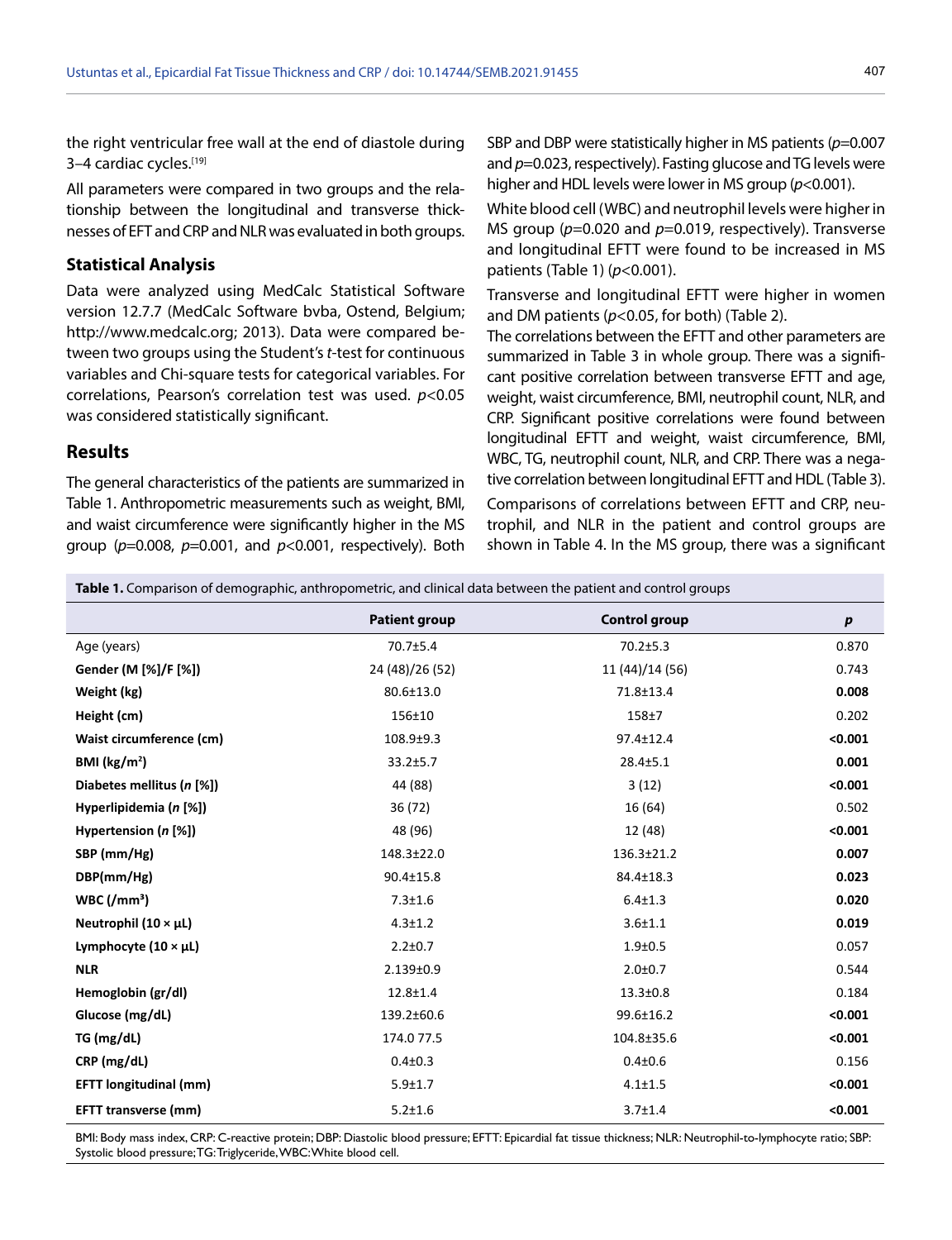the right ventricular free wall at the end of diastole during 3–4 cardiac cycles.[19]

All parameters were compared in two groups and the relationship between the longitudinal and transverse thicknesses of EFT and CRP and NLR was evaluated in both groups.

### Statistical Analysis

Data were analyzed using MedCalc Statistical Software version 12.7.7 (MedCalc Software bvba, Ostend, Belgium; http://www.medcalc.org; 2013). Data were compared between two groups using the Student's *t*-test for continuous variables and Chi-square tests for categorical variables. For correlations, Pearson's correlation test was used. $p<0.05$ was considered statistically significant.

## Results

The general characteristics of the patients are summarized in Table 1. Anthropometric measurements such as weight, BMI, and waist circumference were significantly higher in the MS group ($p=0.008$, $p=0.001$, and $p<0.001$, respectively). Both SBP and DBP were statistically higher in MS patients ($p=0.007$ and $p=0.023$, respectively). Fasting glucose and TG levels were higher and HDL levels were lower in MS group ($p<0.001$).

White blood cell (WBC) and neutrophil levels were higher in MS group ($p=0.020$ and $p=0.019$, respectively). Transverse and longitudinal EFTT were found to be increased in MS patients (Table 1) ($p<0.001$).

Transverse and longitudinal EFTT were higher in women and DM patients ($p<0.05$, for both) (Table 2).

The correlations between the EFTT and other parameters are summarized in Table 3 in whole group. There was a significant positive correlation between transverse EFTT and age, weight, waist circumference, BMI, neutrophil count, NLR, and CRP. Significant positive correlations were found between longitudinal EFTT and weight, waist circumference, BMI, WBC, TG, neutrophil count, NLR, and CRP. There was a negative correlation between longitudinal EFTT and HDL (Table 3).

Comparisons of correlations between EFTT and CRP, neutrophil, and NLR in the patient and control groups are shown in Table 4. In the MS group, there was a significant

**Table 1.** Comparison of demographic, anthropometric, and clinical data between the patient and control groups

| | Patient group | Control group | *p* |
|---|---|---|---|
| Age (years) | 70.7±5.4 | 70.2±5.3 | 0.870 |
| **Gender (M [%]/F [%])** | 24 (48)/26 (52) | 11 (44)/14 (56) | 0.743 |
| **Weight (kg)** | 80.6±13.0 | 71.8±13.4 | **0.008** |
| **Height (cm)** | 156±10 | 158±7 | 0.202 |
| **Waist circumference (cm)** | 108.9±9.3 | 97.4±12.4 | **<0.001** |
| **BMI (kg/m²)** | 33.2±5.7 | 28.4±5.1 | **0.001** |
| **Diabetes mellitus (*n* [%])** | 44 (88) | 3 (12) | **<0.001** |
| **Hyperlipidemia (*n* [%])** | 36 (72) | 16 (64) | 0.502 |
| **Hypertension (*n* [%])** | 48 (96) | 12 (48) | **<0.001** |
| **SBP (mm/Hg)** | 148.3±22.0 | 136.3±21.2 | **0.007** |
| **DBP(mm/Hg)** | 90.4±15.8 | 84.4±18.3 | **0.023** |
| **WBC (/mm³)** | 7.3±1.6 | 6.4±1.3 | **0.020** |
| **Neutrophil (10 × µL)** | 4.3±1.2 | 3.6±1.1 | **0.019** |
| **Lymphocyte (10 × µL)** | 2.2±0.7 | 1.9±0.5 | 0.057 |
| **NLR** | 2.139±0.9 | 2.0±0.7 | 0.544 |
| **Hemoglobin (gr/dl)** | 12.8±1.4 | 13.3±0.8 | 0.184 |
| **Glucose (mg/dL)** | 139.2±60.6 | 99.6±16.2 | **<0.001** |
| **TG (mg/dL)** | 174.0 77.5 | 104.8±35.6 | **<0.001** |
| **CRP (mg/dL)** | 0.4±0.3 | 0.4±0.6 | 0.156 |
| **EFTT longitudinal (mm)** | 5.9±1.7 | 4.1±1.5 | **<0.001** |
| **EFTT transverse (mm)** | 5.2±1.6 | 3.7±1.4 | **<0.001** |

BMI: Body mass index, CRP: C-reactive protein; DBP: Diastolic blood pressure; EFTT: Epicardial fat tissue thickness; NLR: Neutrophil-to-lymphocyte ratio; SBP: Systolic blood pressure; TG: Triglyceride, WBC: White blood cell.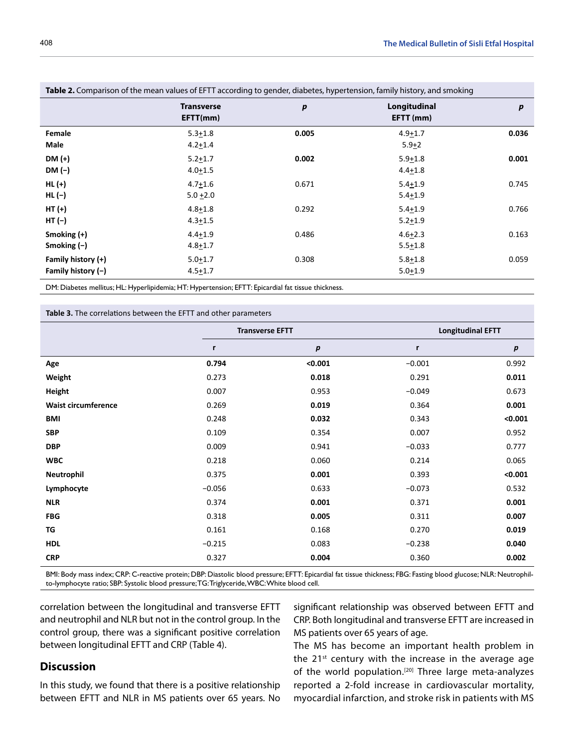**Table 2.** Comparison of the mean values of EFTT according to gender, diabetes, hypertension, family history, and smoking

| | Transverse EFTT(mm) | *p* | Longitudinal EFTT (mm) | *p* |
|---|---|---|---|---|
| **Female** | 5.3±1.8 | **0.005** | 4.9±1.7 | **0.036** |
| **Male** | 4.2±1.4 | | 5.9±2 | |
| **DM (+)** | 5.2±1.7 | **0.002** | 5.9±1.8 | **0.001** |
| **DM (−)** | 4.0±1.5 | | 4.4±1.8 | |
| **HL (+)** | 4.7±1.6 | 0.671 | 5.4±1.9 | 0.745 |
| **HL (−)** | 5.0 ±2.0 | | 5.4±1.9 | |
| **HT (+)** | 4.8±1.8 | 0.292 | 5.4±1.9 | 0.766 |
| **HT (−)** | 4.3±1.5 | | 5.2±1.9 | |
| **Smoking (+)** | 4.4±1.9 | 0.486 | 4.6±2.3 | 0.163 |
| **Smoking (−)** | 4.8±1.7 | | 5.5±1.8 | |
| **Family history (+)** | 5.0±1.7 | 0.308 | 5.8±1.8 | 0.059 |
| **Family history (−)** | 4.5±1.7 | | 5.0±1.9 | |

DM: Diabetes mellitus; HL: Hyperlipidemia; HT: Hypertension; EFTT: Epicardial fat tissue thickness.

**Table 3.** The correlations between the EFTT and other parameters

| | Transverse EFTT | | Longitudinal EFTT | |
|---|---|---|---|---|
| | r | *p* | r | *p* |
| **Age** | **0.794** | **<0.001** | −0.001 | 0.992 |
| **Weight** | 0.273 | **0.018** | 0.291 | **0.011** |
| **Height** | 0.007 | 0.953 | −0.049 | 0.673 |
| **Waist circumference** | 0.269 | **0.019** | 0.364 | **0.001** |
| **BMI** | 0.248 | **0.032** | 0.343 | **<0.001** |
| **SBP** | 0.109 | 0.354 | 0.007 | 0.952 |
| **DBP** | 0.009 | 0.941 | −0.033 | 0.777 |
| **WBC** | 0.218 | 0.060 | 0.214 | 0.065 |
| **Neutrophil** | 0.375 | **0.001** | 0.393 | **<0.001** |
| **Lymphocyte** | −0.056 | 0.633 | −0.073 | 0.532 |
| **NLR** | 0.374 | **0.001** | 0.371 | **0.001** |
| **FBG** | 0.318 | **0.005** | 0.311 | **0.007** |
| **TG** | 0.161 | 0.168 | 0.270 | **0.019** |
| **HDL** | −0.215 | 0.083 | −0.238 | **0.040** |
| **CRP** | 0.327 | **0.004** | 0.360 | **0.002** |

BMI: Body mass index; CRP: C-reactive protein; DBP: Diastolic blood pressure; EFTT: Epicardial fat tissue thickness; FBG: Fasting blood glucose; NLR: Neutrophil-to-lymphocyte ratio; SBP: Systolic blood pressure; TG: Triglyceride, WBC: White blood cell.

correlation between the longitudinal and transverse EFTT and neutrophil and NLR but not in the control group. In the control group, there was a significant positive correlation between longitudinal EFTT and CRP (Table 4).

## Discussion

In this study, we found that there is a positive relationship between EFTT and NLR in MS patients over 65 years. No significant relationship was observed between EFTT and CRP. Both longitudinal and transverse EFTT are increased in MS patients over 65 years of age.

The MS has become an important health problem in the 21st century with the increase in the average age of the world population.[20] Three large meta-analyzes reported a 2-fold increase in cardiovascular mortality, myocardial infarction, and stroke risk in patients with MS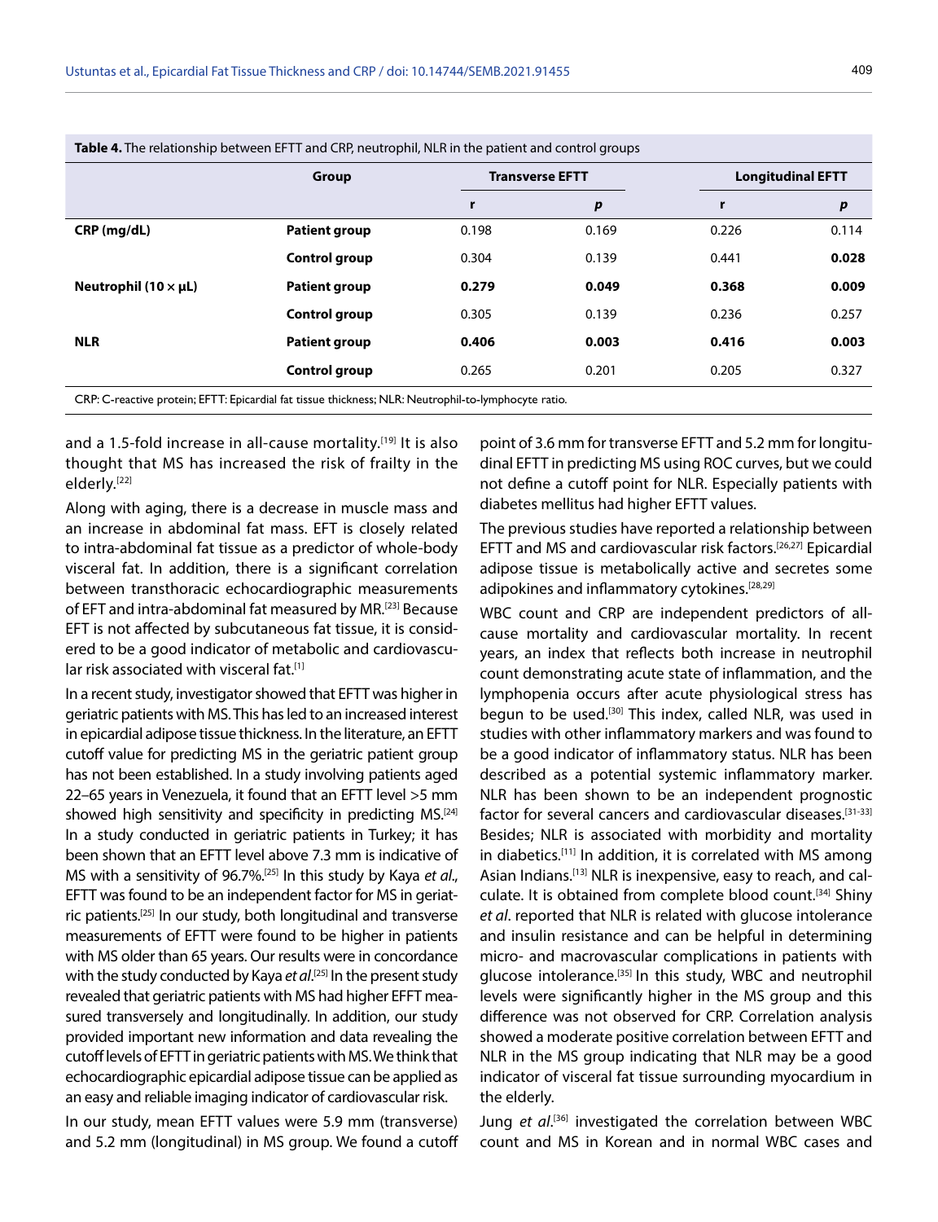**Table 4.** The relationship between EFTT and CRP, neutrophil, NLR in the patient and control groups

| | Group | Transverse EFTT | | Longitudinal EFTT | |
|---|---|---|---|---|---|
| | | r | *p* | r | *p* |
| **CRP (mg/dL)** | **Patient group** | 0.198 | 0.169 | 0.226 | 0.114 |
| | **Control group** | 0.304 | 0.139 | 0.441 | **0.028** |
| **Neutrophil (10 × μL)** | **Patient group** | **0.279** | **0.049** | **0.368** | **0.009** |
| | **Control group** | 0.305 | 0.139 | 0.236 | 0.257 |
| **NLR** | **Patient group** | **0.406** | **0.003** | **0.416** | **0.003** |
| | **Control group** | 0.265 | 0.201 | 0.205 | 0.327 |

CRP: C-reactive protein; EFTT: Epicardial fat tissue thickness; NLR: Neutrophil-to-lymphocyte ratio.

and a 1.5-fold increase in all-cause mortality.[19] It is also thought that MS has increased the risk of frailty in the elderly.[22]

Along with aging, there is a decrease in muscle mass and an increase in abdominal fat mass. EFT is closely related to intra-abdominal fat tissue as a predictor of whole-body visceral fat. In addition, there is a significant correlation between transthoracic echocardiographic measurements of EFT and intra-abdominal fat measured by MR.[23] Because EFT is not affected by subcutaneous fat tissue, it is considered to be a good indicator of metabolic and cardiovascular risk associated with visceral fat.[1]

In a recent study, investigator showed that EFTT was higher in geriatric patients with MS. This has led to an increased interest in epicardial adipose tissue thickness. In the literature, an EFTT cutoff value for predicting MS in the geriatric patient group has not been established. In a study involving patients aged 22–65 years in Venezuela, it found that an EFTT level >5 mm showed high sensitivity and specificity in predicting MS.[24] In a study conducted in geriatric patients in Turkey; it has been shown that an EFTT level above 7.3 mm is indicative of MS with a sensitivity of 96.7%.[25] In this study by Kaya *et al.*, EFTT was found to be an independent factor for MS in geriatric patients.[25] In our study, both longitudinal and transverse measurements of EFTT were found to be higher in patients with MS older than 65 years. Our results were in concordance with the study conducted by Kaya *et al.*[25] In the present study revealed that geriatric patients with MS had higher EFFT measured transversely and longitudinally. In addition, our study provided important new information and data revealing the cutoff levels of EFTT in geriatric patients with MS. We think that echocardiographic epicardial adipose tissue can be applied as an easy and reliable imaging indicator of cardiovascular risk.

In our study, mean EFTT values were 5.9 mm (transverse) and 5.2 mm (longitudinal) in MS group. We found a cutoff point of 3.6 mm for transverse EFTT and 5.2 mm for longitudinal EFTT in predicting MS using ROC curves, but we could not define a cutoff point for NLR. Especially patients with diabetes mellitus had higher EFTT values.

The previous studies have reported a relationship between EFTT and MS and cardiovascular risk factors.[26,27] Epicardial adipose tissue is metabolically active and secretes some adipokines and inflammatory cytokines.[28,29]

WBC count and CRP are independent predictors of all-cause mortality and cardiovascular mortality. In recent years, an index that reflects both increase in neutrophil count demonstrating acute state of inflammation, and the lymphopenia occurs after acute physiological stress has begun to be used.[30] This index, called NLR, was used in studies with other inflammatory markers and was found to be a good indicator of inflammatory status. NLR has been described as a potential systemic inflammatory marker. NLR has been shown to be an independent prognostic factor for several cancers and cardiovascular diseases.[31-33] Besides; NLR is associated with morbidity and mortality in diabetics.[11] In addition, it is correlated with MS among Asian Indians.[13] NLR is inexpensive, easy to reach, and calculate. It is obtained from complete blood count.[34] Shiny *et al*. reported that NLR is related with glucose intolerance and insulin resistance and can be helpful in determining micro- and macrovascular complications in patients with glucose intolerance.[35] In this study, WBC and neutrophil levels were significantly higher in the MS group and this difference was not observed for CRP. Correlation analysis showed a moderate positive correlation between EFTT and NLR in the MS group indicating that NLR may be a good indicator of visceral fat tissue surrounding myocardium in the elderly.

Jung *et al*.[36] investigated the correlation between WBC count and MS in Korean and in normal WBC cases and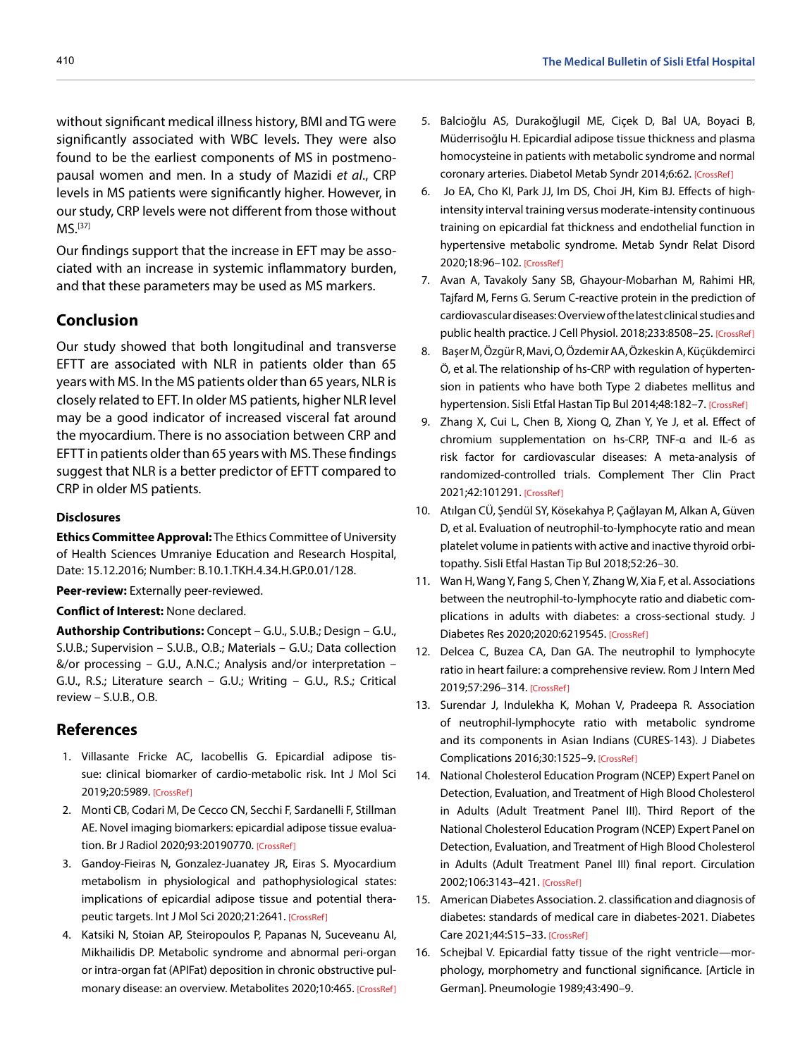without significant medical illness history, BMI and TG were significantly associated with WBC levels. They were also found to be the earliest components of MS in postmenopausal women and men. In a study of Mazidi *et al*., CRP levels in MS patients were significantly higher. However, in our study, CRP levels were not different from those without MS.[37]

Our findings support that the increase in EFT may be associated with an increase in systemic inflammatory burden, and that these parameters may be used as MS markers.

## Conclusion

Our study showed that both longitudinal and transverse EFTT are associated with NLR in patients older than 65 years with MS. In the MS patients older than 65 years, NLR is closely related to EFT. In older MS patients, higher NLR level may be a good indicator of increased visceral fat around the myocardium. There is no association between CRP and EFTT in patients older than 65 years with MS. These findings suggest that NLR is a better predictor of EFTT compared to CRP in older MS patients.

### Disclosures

**Ethics Committee Approval:** The Ethics Committee of University of Health Sciences Umraniye Education and Research Hospital, Date: 15.12.2016; Number: B.10.1.TKH.4.34.H.GP.0.01/128.

**Peer-review:** Externally peer-reviewed.

**Conflict of Interest:** None declared.

**Authorship Contributions:** Concept – G.U., S.U.B.; Design – G.U., S.U.B.; Supervision – S.U.B., O.B.; Materials – G.U.; Data collection &/or processing – G.U., A.N.C.; Analysis and/or interpretation – G.U., R.S.; Literature search – G.U.; Writing – G.U., R.S.; Critical review – S.U.B., O.B.

## References

1. Villasante Fricke AC, Iacobellis G. Epicardial adipose tissue: clinical biomarker of cardio-metabolic risk. Int J Mol Sci 2019;20:5989. [CrossRef]
2. Monti CB, Codari M, De Cecco CN, Secchi F, Sardanelli F, Stillman AE. Novel imaging biomarkers: epicardial adipose tissue evaluation. Br J Radiol 2020;93:20190770. [CrossRef]
3. Gandoy-Fieiras N, Gonzalez-Juanatey JR, Eiras S. Myocardium metabolism in physiological and pathophysiological states: implications of epicardial adipose tissue and potential therapeutic targets. Int J Mol Sci 2020;21:2641. [CrossRef]
4. Katsiki N, Stoian AP, Steiropoulos P, Papanas N, Suceveanu AI, Mikhailidis DP. Metabolic syndrome and abnormal peri-organ or intra-organ fat (APIFat) deposition in chronic obstructive pulmonary disease: an overview. Metabolites 2020;10:465. [CrossRef]
5. Balcioğlu AS, Durakoğlugil ME, Ciçek D, Bal UA, Boyaci B, Müderrisoğlu H. Epicardial adipose tissue thickness and plasma homocysteine in patients with metabolic syndrome and normal coronary arteries. Diabetol Metab Syndr 2014;6:62. [CrossRef]
6. Jo EA, Cho KI, Park JJ, Im DS, Choi JH, Kim BJ. Effects of high-intensity interval training versus moderate-intensity continuous training on epicardial fat thickness and endothelial function in hypertensive metabolic syndrome. Metab Syndr Relat Disord 2020;18:96–102. [CrossRef]
7. Avan A, Tavakoly Sany SB, Ghayour-Mobarhan M, Rahimi HR, Tajfard M, Ferns G. Serum C-reactive protein in the prediction of cardiovascular diseases: Overview of the latest clinical studies and public health practice. J Cell Physiol. 2018;233:8508–25. [CrossRef]
8. Başer M, Özgür R, Mavi, O, Özdemir AA, Özkeskin A, Küçükdemirci Ö, et al. The relationship of hs-CRP with regulation of hypertension in patients who have both Type 2 diabetes mellitus and hypertension. Sisli Etfal Hastan Tip Bul 2014;48:182–7. [CrossRef]
9. Zhang X, Cui L, Chen B, Xiong Q, Zhan Y, Ye J, et al. Effect of chromium supplementation on hs-CRP, TNF-α and IL-6 as risk factor for cardiovascular diseases: A meta-analysis of randomized-controlled trials. Complement Ther Clin Pract 2021;42:101291. [CrossRef]
10. Atılgan CÜ, Şendül SY, Kösekahya P, Çağlayan M, Alkan A, Güven D, et al. Evaluation of neutrophil-to-lymphocyte ratio and mean platelet volume in patients with active and inactive thyroid orbitopathy. Sisli Etfal Hastan Tip Bul 2018;52:26–30.
11. Wan H, Wang Y, Fang S, Chen Y, Zhang W, Xia F, et al. Associations between the neutrophil-to-lymphocyte ratio and diabetic complications in adults with diabetes: a cross-sectional study. J Diabetes Res 2020;2020:6219545. [CrossRef]
12. Delcea C, Buzea CA, Dan GA. The neutrophil to lymphocyte ratio in heart failure: a comprehensive review. Rom J Intern Med 2019;57:296–314. [CrossRef]
13. Surendar J, Indulekha K, Mohan V, Pradeepa R. Association of neutrophil-lymphocyte ratio with metabolic syndrome and its components in Asian Indians (CURES-143). J Diabetes Complications 2016;30:1525–9. [CrossRef]
14. National Cholesterol Education Program (NCEP) Expert Panel on Detection, Evaluation, and Treatment of High Blood Cholesterol in Adults (Adult Treatment Panel III). Third Report of the National Cholesterol Education Program (NCEP) Expert Panel on Detection, Evaluation, and Treatment of High Blood Cholesterol in Adults (Adult Treatment Panel III) final report. Circulation 2002;106:3143–421. [CrossRef]
15. American Diabetes Association. 2. classification and diagnosis of diabetes: standards of medical care in diabetes-2021. Diabetes Care 2021;44:S15–33. [CrossRef]
16. Schejbal V. Epicardial fatty tissue of the right ventricle—morphology, morphometry and functional significance. [Article in German]. Pneumologie 1989;43:490–9.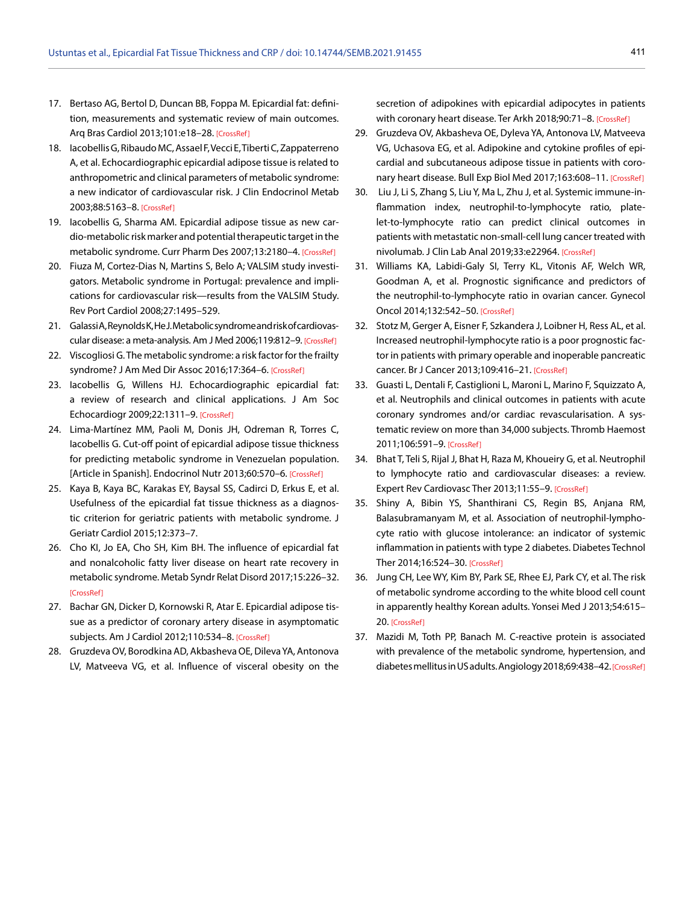17. Bertaso AG, Bertol D, Duncan BB, Foppa M. Epicardial fat: definition, measurements and systematic review of main outcomes. Arq Bras Cardiol 2013;101:e18–28. [CrossRef]
18. Iacobellis G, Ribaudo MC, Assael F, Vecci E, Tiberti C, Zappaterreno A, et al. Echocardiographic epicardial adipose tissue is related to anthropometric and clinical parameters of metabolic syndrome: a new indicator of cardiovascular risk. J Clin Endocrinol Metab 2003;88:5163–8. [CrossRef]
19. Iacobellis G, Sharma AM. Epicardial adipose tissue as new cardio-metabolic risk marker and potential therapeutic target in the metabolic syndrome. Curr Pharm Des 2007;13:2180–4. [CrossRef]
20. Fiuza M, Cortez-Dias N, Martins S, Belo A; VALSIM study investigators. Metabolic syndrome in Portugal: prevalence and implications for cardiovascular risk—results from the VALSIM Study. Rev Port Cardiol 2008;27:1495–529.
21. Galassi A, Reynolds K, He J. Metabolic syndrome and risk of cardiovascular disease: a meta-analysis. Am J Med 2006;119:812–9. [CrossRef]
22. Viscogliosi G. The metabolic syndrome: a risk factor for the frailty syndrome? J Am Med Dir Assoc 2016;17:364–6. [CrossRef]
23. Iacobellis G, Willens HJ. Echocardiographic epicardial fat: a review of research and clinical applications. J Am Soc Echocardiogr 2009;22:1311–9. [CrossRef]
24. Lima-Martínez MM, Paoli M, Donis JH, Odreman R, Torres C, Iacobellis G. Cut-off point of epicardial adipose tissue thickness for predicting metabolic syndrome in Venezuelan population. [Article in Spanish]. Endocrinol Nutr 2013;60:570–6. [CrossRef]
25. Kaya B, Kaya BC, Karakas EY, Baysal SS, Cadirci D, Erkus E, et al. Usefulness of the epicardial fat tissue thickness as a diagnostic criterion for geriatric patients with metabolic syndrome. J Geriatr Cardiol 2015;12:373–7.
26. Cho KI, Jo EA, Cho SH, Kim BH. The influence of epicardial fat and nonalcoholic fatty liver disease on heart rate recovery in metabolic syndrome. Metab Syndr Relat Disord 2017;15:226–32. [CrossRef]
27. Bachar GN, Dicker D, Kornowski R, Atar E. Epicardial adipose tissue as a predictor of coronary artery disease in asymptomatic subjects. Am J Cardiol 2012;110:534–8. [CrossRef]
28. Gruzdeva OV, Borodkina AD, Akbasheva OE, Dileva YA, Antonova LV, Matveeva VG, et al. Influence of visceral obesity on the secretion of adipokines with epicardial adipocytes in patients with coronary heart disease. Ter Arkh 2018;90:71–8. [CrossRef]
29. Gruzdeva OV, Akbasheva OE, Dyleva YA, Antonova LV, Matveeva VG, Uchasova EG, et al. Adipokine and cytokine profiles of epicardial and subcutaneous adipose tissue in patients with coronary heart disease. Bull Exp Biol Med 2017;163:608–11. [CrossRef]
30. Liu J, Li S, Zhang S, Liu Y, Ma L, Zhu J, et al. Systemic immune-inflammation index, neutrophil-to-lymphocyte ratio, platelet-to-lymphocyte ratio can predict clinical outcomes in patients with metastatic non-small-cell lung cancer treated with nivolumab. J Clin Lab Anal 2019;33:e22964. [CrossRef]
31. Williams KA, Labidi-Galy SI, Terry KL, Vitonis AF, Welch WR, Goodman A, et al. Prognostic significance and predictors of the neutrophil-to-lymphocyte ratio in ovarian cancer. Gynecol Oncol 2014;132:542–50. [CrossRef]
32. Stotz M, Gerger A, Eisner F, Szkandera J, Loibner H, Ress AL, et al. Increased neutrophil-lymphocyte ratio is a poor prognostic factor in patients with primary operable and inoperable pancreatic cancer. Br J Cancer 2013;109:416–21. [CrossRef]
33. Guasti L, Dentali F, Castiglioni L, Maroni L, Marino F, Squizzato A, et al. Neutrophils and clinical outcomes in patients with acute coronary syndromes and/or cardiac revascularisation. A systematic review on more than 34,000 subjects. Thromb Haemost 2011;106:591–9. [CrossRef]
34. Bhat T, Teli S, Rijal J, Bhat H, Raza M, Khoueiry G, et al. Neutrophil to lymphocyte ratio and cardiovascular diseases: a review. Expert Rev Cardiovasc Ther 2013;11:55–9. [CrossRef]
35. Shiny A, Bibin YS, Shanthirani CS, Regin BS, Anjana RM, Balasubramanyam M, et al. Association of neutrophil-lymphocyte ratio with glucose intolerance: an indicator of systemic inflammation in patients with type 2 diabetes. Diabetes Technol Ther 2014;16:524–30. [CrossRef]
36. Jung CH, Lee WY, Kim BY, Park SE, Rhee EJ, Park CY, et al. The risk of metabolic syndrome according to the white blood cell count in apparently healthy Korean adults. Yonsei Med J 2013;54:615–20. [CrossRef]
37. Mazidi M, Toth PP, Banach M. C-reactive protein is associated with prevalence of the metabolic syndrome, hypertension, and diabetes mellitus in US adults. Angiology 2018;69:438–42. [CrossRef]